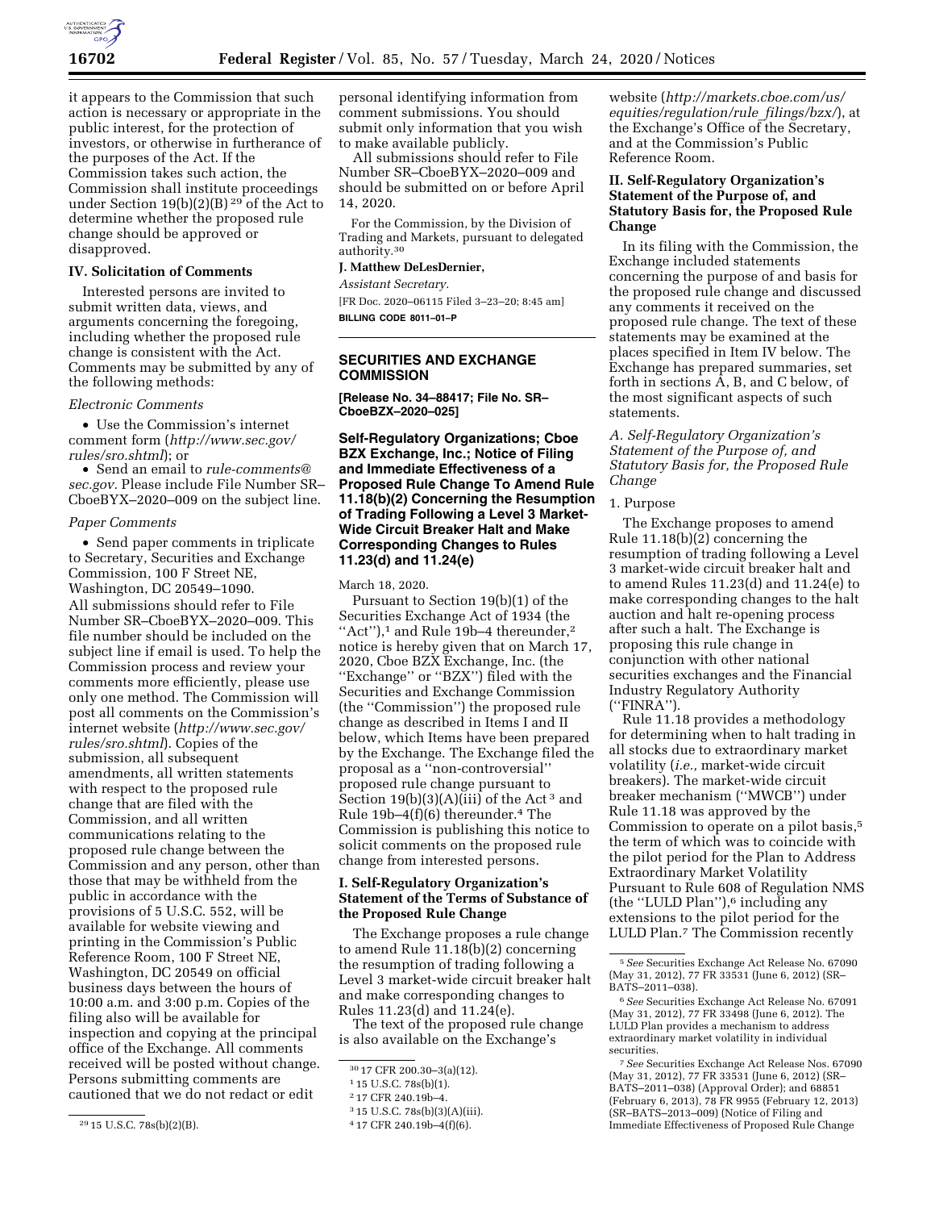it appears to the Commission that such action is necessary or appropriate in the public interest, for the protection of investors, or otherwise in furtherance of the purposes of the Act. If the Commission takes such action, the Commission shall institute proceedings under Section 19(b)(2)(B)[29] of the Act to determine whether the proposed rule change should be approved or disapproved.

### IV. Solicitation of Comments

Interested persons are invited to submit written data, views, and arguments concerning the foregoing, including whether the proposed rule change is consistent with the Act. Comments may be submitted by any of the following methods:

*Electronic Comments*

- Use the Commission's internet comment form (*http://www.sec.gov/rules/sro.shtml*); or
- Send an email to *rule-comments@sec.gov.* Please include File Number SR–CboeBYX–2020–009 on the subject line.

*Paper Comments*

- Send paper comments in triplicate to Secretary, Securities and Exchange Commission, 100 F Street NE, Washington, DC 20549–1090.

All submissions should refer to File Number SR–CboeBYX–2020–009. This file number should be included on the subject line if email is used. To help the Commission process and review your comments more efficiently, please use only one method. The Commission will post all comments on the Commission's internet website (*http://www.sec.gov/rules/sro.shtml*). Copies of the submission, all subsequent amendments, all written statements with respect to the proposed rule change that are filed with the Commission, and all written communications relating to the proposed rule change between the Commission and any person, other than those that may be withheld from the public in accordance with the provisions of 5 U.S.C. 552, will be available for website viewing and printing in the Commission's Public Reference Room, 100 F Street NE, Washington, DC 20549 on official business days between the hours of 10:00 a.m. and 3:00 p.m. Copies of the filing also will be available for inspection and copying at the principal office of the Exchange. All comments received will be posted without change. Persons submitting comments are cautioned that we do not redact or edit personal identifying information from comment submissions. You should submit only information that you wish to make available publicly.

All submissions should refer to File Number SR–CboeBYX–2020–009 and should be submitted on or before April 14, 2020.

For the Commission, by the Division of Trading and Markets, pursuant to delegated authority.[30]

**J. Matthew DeLesDernier,**

*Assistant Secretary.*

[FR Doc. 2020–06115 Filed 3–23–20; 8:45 am]

**BILLING CODE 8011–01–P**

[29] 15 U.S.C. 78s(b)(2)(B).

[30] 17 CFR 200.30–3(a)(12).

---

## SECURITIES AND EXCHANGE COMMISSION

**[Release No. 34–88417; File No. SR–CboeBZX–2020–025]**

### Self-Regulatory Organizations; Cboe BZX Exchange, Inc.; Notice of Filing and Immediate Effectiveness of a Proposed Rule Change To Amend Rule 11.18(b)(2) Concerning the Resumption of Trading Following a Level 3 Market-Wide Circuit Breaker Halt and Make Corresponding Changes to Rules 11.23(d) and 11.24(e)

March 18, 2020.

Pursuant to Section 19(b)(1) of the Securities Exchange Act of 1934 (the "Act"),[1] and Rule 19b–4 thereunder,[2] notice is hereby given that on March 17, 2020, Cboe BZX Exchange, Inc. (the "Exchange" or "BZX") filed with the Securities and Exchange Commission (the "Commission") the proposed rule change as described in Items I and II below, which Items have been prepared by the Exchange. The Exchange filed the proposal as a "non-controversial" proposed rule change pursuant to Section 19(b)(3)(A)(iii) of the Act[3] and Rule 19b–4(f)(6) thereunder.[4] The Commission is publishing this notice to solicit comments on the proposed rule change from interested persons.

### I. Self-Regulatory Organization's Statement of the Terms of Substance of the Proposed Rule Change

The Exchange proposes a rule change to amend Rule 11.18(b)(2) concerning the resumption of trading following a Level 3 market-wide circuit breaker halt and make corresponding changes to Rules 11.23(d) and 11.24(e).

The text of the proposed rule change is also available on the Exchange's website (*http://markets.cboe.com/us/equities/regulation/rule_filings/bzx/*), at the Exchange's Office of the Secretary, and at the Commission's Public Reference Room.

[1] 15 U.S.C. 78s(b)(1).

[2] 17 CFR 240.19b–4.

[3] 15 U.S.C. 78s(b)(3)(A)(iii).

[4] 17 CFR 240.19b–4(f)(6).

### II. Self-Regulatory Organization's Statement of the Purpose of, and Statutory Basis for, the Proposed Rule Change

In its filing with the Commission, the Exchange included statements concerning the purpose of and basis for the proposed rule change and discussed any comments it received on the proposed rule change. The text of these statements may be examined at the places specified in Item IV below. The Exchange has prepared summaries, set forth in sections A, B, and C below, of the most significant aspects of such statements.

*A. Self-Regulatory Organization's Statement of the Purpose of, and Statutory Basis for, the Proposed Rule Change*

1. Purpose

The Exchange proposes to amend Rule 11.18(b)(2) concerning the resumption of trading following a Level 3 market-wide circuit breaker halt and to amend Rules 11.23(d) and 11.24(e) to make corresponding changes to the halt auction and halt re-opening process after such a halt. The Exchange is proposing this rule change in conjunction with other national securities exchanges and the Financial Industry Regulatory Authority ("FINRA").

Rule 11.18 provides a methodology for determining when to halt trading in all stocks due to extraordinary market volatility (*i.e.,* market-wide circuit breakers). The market-wide circuit breaker mechanism ("MWCB") under Rule 11.18 was approved by the Commission to operate on a pilot basis,[5] the term of which was to coincide with the pilot period for the Plan to Address Extraordinary Market Volatility Pursuant to Rule 608 of Regulation NMS (the "LULD Plan"),[6] including any extensions to the pilot period for the LULD Plan.[7] The Commission recently

[5] *See* Securities Exchange Act Release No. 67090 (May 31, 2012), 77 FR 33531 (June 6, 2012) (SR–BATS–2011–038).

[6] *See* Securities Exchange Act Release No. 67091 (May 31, 2012), 77 FR 33498 (June 6, 2012). The LULD Plan provides a mechanism to address extraordinary market volatility in individual securities.

[7] *See* Securities Exchange Act Release Nos. 67090 (May 31, 2012), 77 FR 33531 (June 6, 2012) (SR–BATS–2011–038) (Approval Order); and 68851 (February 6, 2013), 78 FR 9955 (February 12, 2013) (SR–BATS–2013–009) (Notice of Filing and Immediate Effectiveness of Proposed Rule Change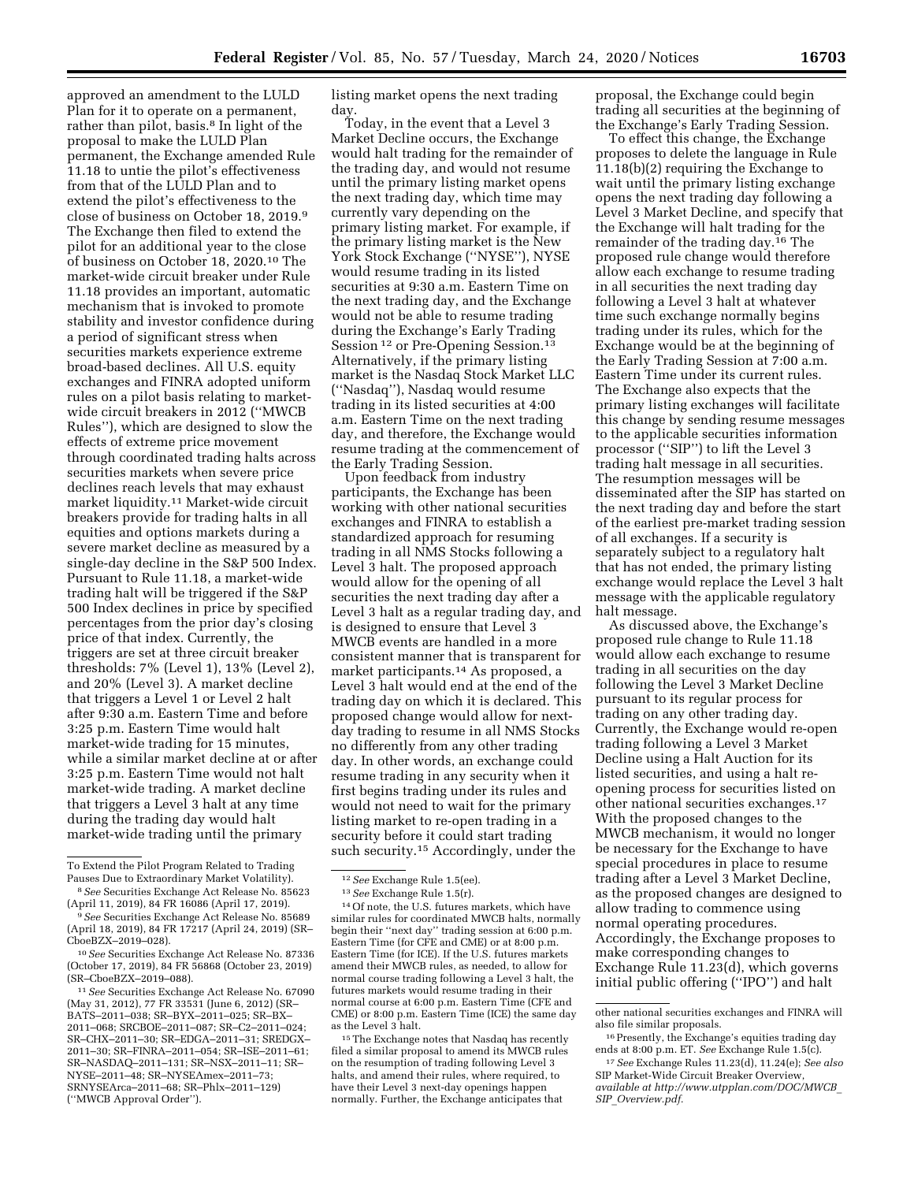approved an amendment to the LULD Plan for it to operate on a permanent, rather than pilot, basis.[8] In light of the proposal to make the LULD Plan permanent, the Exchange amended Rule 11.18 to untie the pilot's effectiveness from that of the LULD Plan and to extend the pilot's effectiveness to the close of business on October 18, 2019.[9] The Exchange then filed to extend the pilot for an additional year to the close of business on October 18, 2020.[10] The market-wide circuit breaker under Rule 11.18 provides an important, automatic mechanism that is invoked to promote stability and investor confidence during a period of significant stress when securities markets experience extreme broad-based declines. All U.S. equity exchanges and FINRA adopted uniform rules on a pilot basis relating to market-wide circuit breakers in 2012 (''MWCB Rules''), which are designed to slow the effects of extreme price movement through coordinated trading halts across securities markets when severe price declines reach levels that may exhaust market liquidity.[11] Market-wide circuit breakers provide for trading halts in all equities and options markets during a severe market decline as measured by a single-day decline in the S&P 500 Index. Pursuant to Rule 11.18, a market-wide trading halt will be triggered if the S&P 500 Index declines in price by specified percentages from the prior day's closing price of that index. Currently, the triggers are set at three circuit breaker thresholds: 7% (Level 1), 13% (Level 2), and 20% (Level 3). A market decline that triggers a Level 1 or Level 2 halt after 9:30 a.m. Eastern Time and before 3:25 p.m. Eastern Time would halt market-wide trading for 15 minutes, while a similar market decline at or after 3:25 p.m. Eastern Time would not halt market-wide trading. A market decline that triggers a Level 3 halt at any time during the trading day would halt market-wide trading until the primary listing market opens the next trading day.

Today, in the event that a Level 3 Market Decline occurs, the Exchange would halt trading for the remainder of the trading day, and would not resume until the primary listing market opens the next trading day, which time may currently vary depending on the primary listing market. For example, if the primary listing market is the New York Stock Exchange (''NYSE''), NYSE would resume trading in its listed securities at 9:30 a.m. Eastern Time on the next trading day, and the Exchange would not be able to resume trading during the Exchange's Early Trading Session[12] or Pre-Opening Session.[13] Alternatively, if the primary listing market is the Nasdaq Stock Market LLC (''Nasdaq''), Nasdaq would resume trading in its listed securities at 4:00 a.m. Eastern Time on the next trading day, and therefore, the Exchange would resume trading at the commencement of the Early Trading Session.

Upon feedback from industry participants, the Exchange has been working with other national securities exchanges and FINRA to establish a standardized approach for resuming trading in all NMS Stocks following a Level 3 halt. The proposed approach would allow for the opening of all securities the next trading day after a Level 3 halt as a regular trading day, and is designed to ensure that Level 3 MWCB events are handled in a more consistent manner that is transparent for market participants.[14] As proposed, a Level 3 halt would end at the end of the trading day on which it is declared. This proposed change would allow for next-day trading to resume in all NMS Stocks no differently from any other trading day. In other words, an exchange could resume trading in any security when it first begins trading under its rules and would not need to wait for the primary listing market to re-open trading in a security before it could start trading such security.[15] Accordingly, under the proposal, the Exchange could begin trading all securities at the beginning of the Exchange's Early Trading Session.

To effect this change, the Exchange proposes to delete the language in Rule 11.18(b)(2) requiring the Exchange to wait until the primary listing exchange opens the next trading day following a Level 3 Market Decline, and specify that the Exchange will halt trading for the remainder of the trading day.[16] The proposed rule change would therefore allow each exchange to resume trading in all securities the next trading day following a Level 3 halt at whatever time such exchange normally begins trading under its rules, which for the Exchange would be at the beginning of the Early Trading Session at 7:00 a.m. Eastern Time under its current rules. The Exchange also expects that the primary listing exchanges will facilitate this change by sending resume messages to the applicable securities information processor (''SIP'') to lift the Level 3 trading halt message in all securities. The resumption messages will be disseminated after the SIP has started on the next trading day and before the start of the earliest pre-market trading session of all exchanges. If a security is separately subject to a regulatory halt that has not ended, the primary listing exchange would replace the Level 3 halt message with the applicable regulatory halt message.

As discussed above, the Exchange's proposed rule change to Rule 11.18 would allow each exchange to resume trading in all securities on the day following the Level 3 Market Decline pursuant to its regular process for trading on any other trading day. Currently, the Exchange would re-open trading following a Level 3 Market Decline using a Halt Auction for its listed securities, and using a halt re-opening process for securities listed on other national securities exchanges.[17] With the proposed changes to the MWCB mechanism, it would no longer be necessary for the Exchange to have special procedures in place to resume trading after a Level 3 Market Decline, as the proposed changes are designed to allow trading to commence using normal operating procedures. Accordingly, the Exchange proposes to make corresponding changes to Exchange Rule 11.23(d), which governs initial public offering (''IPO'') and halt

---

To Extend the Pilot Program Related to Trading Pauses Due to Extraordinary Market Volatility).

[8] *See* Securities Exchange Act Release No. 85623 (April 11, 2019), 84 FR 16086 (April 17, 2019).

[9] *See* Securities Exchange Act Release No. 85689 (April 18, 2019), 84 FR 17217 (April 24, 2019) (SR–CboeBZX–2019–028).

[10] *See* Securities Exchange Act Release No. 87336 (October 17, 2019), 84 FR 56868 (October 23, 2019) (SR–CboeBZX–2019–088).

[11] *See* Securities Exchange Act Release No. 67090 (May 31, 2012), 77 FR 33531 (June 6, 2012) (SR–BATS–2011–038; SR–BYX–2011–025; SR–BX–2011–068; SRCBOE–2011–087; SR–C2–2011–024; SR–CHX–2011–30; SR–EDGA–2011–31; SREDGX–2011–30; SR–FINRA–2011–054; SR–ISE–2011–61; SR–NASDAQ–2011–131; SR–NSX–2011–11; SR–NYSE–2011–48; SR–NYSEAmex–2011–73; SRNYSEArca–2011–68; SR–Phlx–2011–129) (''MWCB Approval Order'').

[12] *See* Exchange Rule 1.5(ee).

[13] *See* Exchange Rule 1.5(r).

[14] Of note, the U.S. futures markets, which have similar rules for coordinated MWCB halts, normally begin their ''next day'' trading session at 6:00 p.m. Eastern Time (for CFE and CME) or at 8:00 p.m. Eastern Time (for ICE). If the U.S. futures markets amend their MWCB rules, as needed, to allow for normal course trading following a Level 3 halt, the futures markets would resume trading in their normal course at 6:00 p.m. Eastern Time (CFE and CME) or 8:00 p.m. Eastern Time (ICE) the same day as the Level 3 halt.

[15] The Exchange notes that Nasdaq has recently filed a similar proposal to amend its MWCB rules on the resumption of trading following Level 3 halts, and amend their rules, where required, to have their Level 3 next-day openings happen normally. Further, the Exchange anticipates that other national securities exchanges and FINRA will also file similar proposals.

[16] Presently, the Exchange's equities trading day ends at 8:00 p.m. ET. *See* Exchange Rule 1.5(c).

[17] *See* Exchange Rules 11.23(d), 11.24(e); *See also* SIP Market-Wide Circuit Breaker Overview, *available at http://www.utpplan.com/DOC/MWCB_SIP_Overview.pdf.*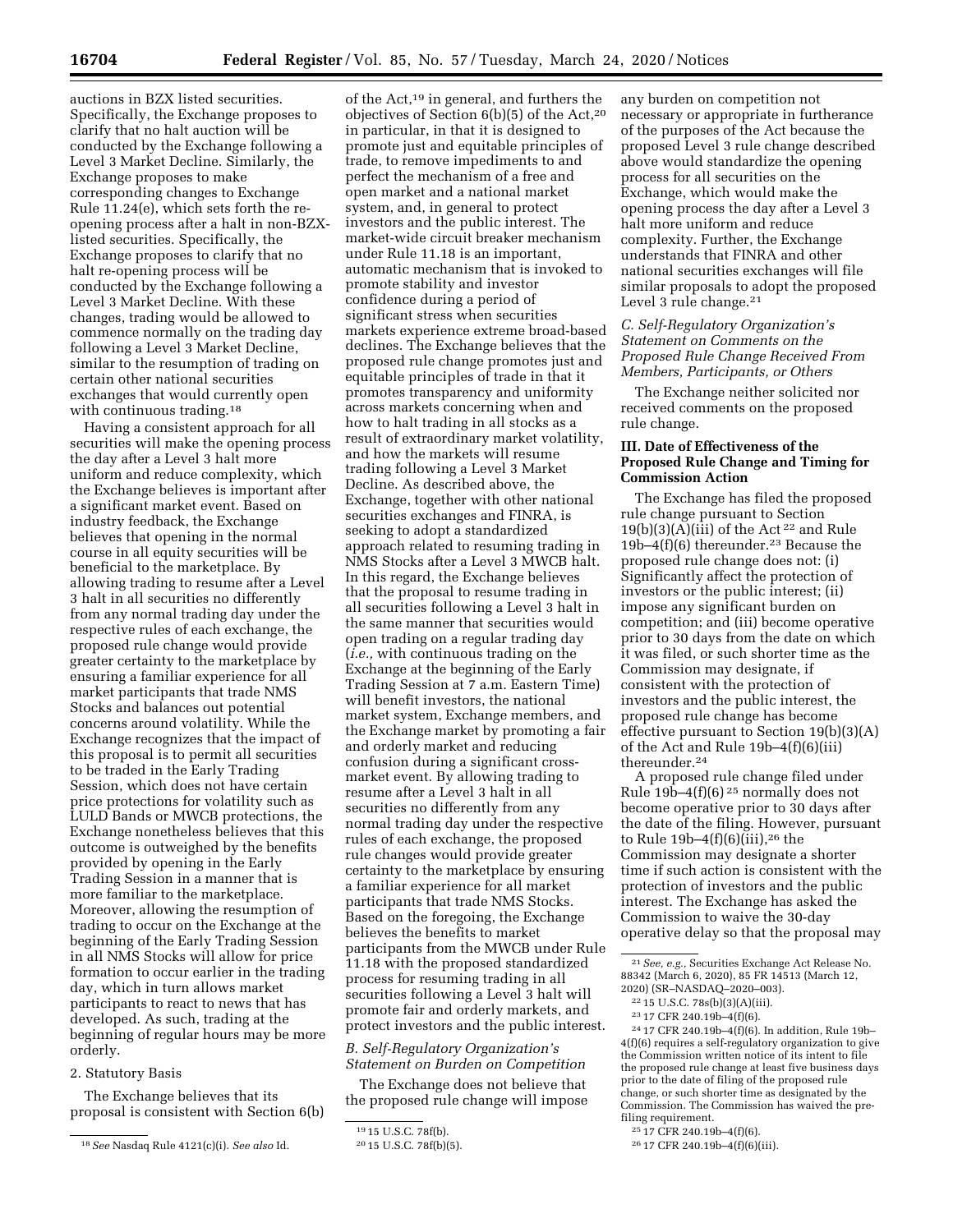auctions in BZX listed securities. Specifically, the Exchange proposes to clarify that no halt auction will be conducted by the Exchange following a Level 3 Market Decline. Similarly, the Exchange proposes to make corresponding changes to Exchange Rule 11.24(e), which sets forth the re-opening process after a halt in non-BZX-listed securities. Specifically, the Exchange proposes to clarify that no halt re-opening process will be conducted by the Exchange following a Level 3 Market Decline. With these changes, trading would be allowed to commence normally on the trading day following a Level 3 Market Decline, similar to the resumption of trading on certain other national securities exchanges that would currently open with continuous trading.[18]

Having a consistent approach for all securities will make the opening process the day after a Level 3 halt more uniform and reduce complexity, which the Exchange believes is important after a significant market event. Based on industry feedback, the Exchange believes that opening in the normal course in all equity securities will be beneficial to the marketplace. By allowing trading to resume after a Level 3 halt in all securities no differently from any normal trading day under the respective rules of each exchange, the proposed rule change would provide greater certainty to the marketplace by ensuring a familiar experience for all market participants that trade NMS Stocks and balances out potential concerns around volatility. While the Exchange recognizes that the impact of this proposal is to permit all securities to be traded in the Early Trading Session, which does not have certain price protections for volatility such as LULD Bands or MWCB protections, the Exchange nonetheless believes that this outcome is outweighed by the benefits provided by opening in the Early Trading Session in a manner that is more familiar to the marketplace. Moreover, allowing the resumption of trading to occur on the Exchange at the beginning of the Early Trading Session in all NMS Stocks will allow for price formation to occur earlier in the trading day, which in turn allows market participants to react to news that has developed. As such, trading at the beginning of regular hours may be more orderly.

2. Statutory Basis

The Exchange believes that its proposal is consistent with Section 6(b) of the Act,[19] in general, and furthers the objectives of Section 6(b)(5) of the Act,[20] in particular, in that it is designed to promote just and equitable principles of trade, to remove impediments to and perfect the mechanism of a free and open market and a national market system, and, in general to protect investors and the public interest. The market-wide circuit breaker mechanism under Rule 11.18 is an important, automatic mechanism that is invoked to promote stability and investor confidence during a period of significant stress when securities markets experience extreme broad-based declines. The Exchange believes that the proposed rule change promotes just and equitable principles of trade in that it promotes transparency and uniformity across markets concerning when and how to halt trading in all stocks as a result of extraordinary market volatility, and how the markets will resume trading following a Level 3 Market Decline. As described above, the Exchange, together with other national securities exchanges and FINRA, is seeking to adopt a standardized approach related to resuming trading in NMS Stocks after a Level 3 MWCB halt. In this regard, the Exchange believes that the proposal to resume trading in all securities following a Level 3 halt in the same manner that securities would open trading on a regular trading day (*i.e.,* with continuous trading on the Exchange at the beginning of the Early Trading Session at 7 a.m. Eastern Time) will benefit investors, the national market system, Exchange members, and the Exchange market by promoting a fair and orderly market and reducing confusion during a significant cross-market event. By allowing trading to resume after a Level 3 halt in all securities no differently from any normal trading day under the respective rules of each exchange, the proposed rule changes would provide greater certainty to the marketplace by ensuring a familiar experience for all market participants that trade NMS Stocks. Based on the foregoing, the Exchange believes the benefits to market participants from the MWCB under Rule 11.18 with the proposed standardized process for resuming trading in all securities following a Level 3 halt will promote fair and orderly markets, and protect investors and the public interest.

*B. Self-Regulatory Organization's Statement on Burden on Competition*

The Exchange does not believe that the proposed rule change will impose any burden on competition not necessary or appropriate in furtherance of the purposes of the Act because the proposed Level 3 rule change described above would standardize the opening process for all securities on the Exchange, which would make the opening process the day after a Level 3 halt more uniform and reduce complexity. Further, the Exchange understands that FINRA and other national securities exchanges will file similar proposals to adopt the proposed Level 3 rule change.[21]

*C. Self-Regulatory Organization's Statement on Comments on the Proposed Rule Change Received From Members, Participants, or Others*

The Exchange neither solicited nor received comments on the proposed rule change.

**III. Date of Effectiveness of the Proposed Rule Change and Timing for Commission Action**

The Exchange has filed the proposed rule change pursuant to Section 19(b)(3)(A)(iii) of the Act[22] and Rule 19b–4(f)(6) thereunder.[23] Because the proposed rule change does not: (i) Significantly affect the protection of investors or the public interest; (ii) impose any significant burden on competition; and (iii) become operative prior to 30 days from the date on which it was filed, or such shorter time as the Commission may designate, if consistent with the protection of investors and the public interest, the proposed rule change has become effective pursuant to Section 19(b)(3)(A) of the Act and Rule 19b–4(f)(6)(iii) thereunder.[24]

A proposed rule change filed under Rule 19b–4(f)(6)[25] normally does not become operative prior to 30 days after the date of the filing. However, pursuant to Rule 19b–4(f)(6)(iii),[26] the Commission may designate a shorter time if such action is consistent with the protection of investors and the public interest. The Exchange has asked the Commission to waive the 30-day operative delay so that the proposal may

---

[18] *See* Nasdaq Rule 4121(c)(i). *See also* Id.

[19] 15 U.S.C. 78f(b).

[20] 15 U.S.C. 78f(b)(5).

[21] *See, e.g.,* Securities Exchange Act Release No. 88342 (March 6, 2020), 85 FR 14513 (March 12, 2020) (SR–NASDAQ–2020–003).

[22] 15 U.S.C. 78s(b)(3)(A)(iii).

[23] 17 CFR 240.19b–4(f)(6).

[24] 17 CFR 240.19b–4(f)(6). In addition, Rule 19b–4(f)(6) requires a self-regulatory organization to give the Commission written notice of its intent to file the proposed rule change at least five business days prior to the date of filing of the proposed rule change, or such shorter time as designated by the Commission. The Commission has waived the pre-filing requirement.

[25] 17 CFR 240.19b–4(f)(6).

[26] 17 CFR 240.19b–4(f)(6)(iii).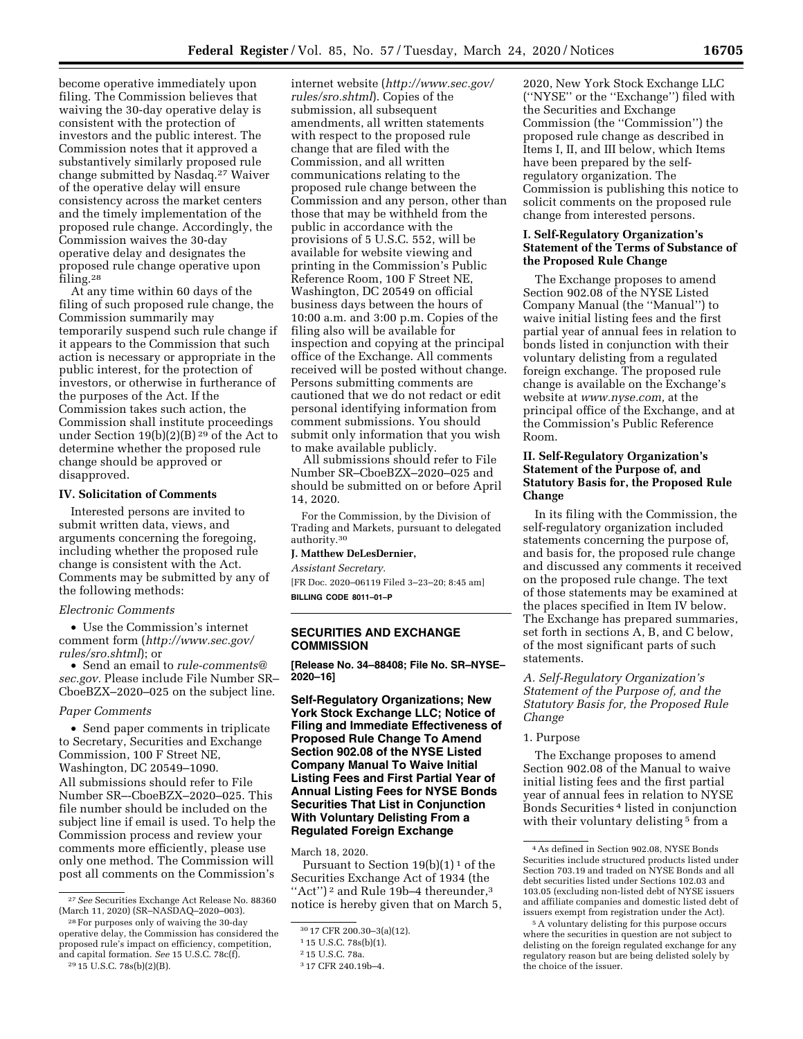become operative immediately upon filing. The Commission believes that waiving the 30-day operative delay is consistent with the protection of investors and the public interest. The Commission notes that it approved a substantively similarly proposed rule change submitted by Nasdaq.[27] Waiver of the operative delay will ensure consistency across the market centers and the timely implementation of the proposed rule change. Accordingly, the Commission waives the 30-day operative delay and designates the proposed rule change operative upon filing.[28]

At any time within 60 days of the filing of such proposed rule change, the Commission summarily may temporarily suspend such rule change if it appears to the Commission that such action is necessary or appropriate in the public interest, for the protection of investors, or otherwise in furtherance of the purposes of the Act. If the Commission takes such action, the Commission shall institute proceedings under Section 19(b)(2)(B) [29] of the Act to determine whether the proposed rule change should be approved or disapproved.

## IV. Solicitation of Comments

Interested persons are invited to submit written data, views, and arguments concerning the foregoing, including whether the proposed rule change is consistent with the Act. Comments may be submitted by any of the following methods:

*Electronic Comments*

- Use the Commission's internet comment form (*http://www.sec.gov/rules/sro.shtml*); or
- Send an email to *rule-comments@sec.gov.* Please include File Number SR–CboeBZX–2020–025 on the subject line.

*Paper Comments*

- Send paper comments in triplicate to Secretary, Securities and Exchange Commission, 100 F Street NE, Washington, DC 20549–1090.

All submissions should refer to File Number SR–-CboeBZX–2020–025. This file number should be included on the subject line if email is used. To help the Commission process and review your comments more efficiently, please use only one method. The Commission will post all comments on the Commission's internet website (*http://www.sec.gov/rules/sro.shtml*). Copies of the submission, all subsequent amendments, all written statements with respect to the proposed rule change that are filed with the Commission, and all written communications relating to the proposed rule change between the Commission and any person, other than those that may be withheld from the public in accordance with the provisions of 5 U.S.C. 552, will be available for website viewing and printing in the Commission's Public Reference Room, 100 F Street NE, Washington, DC 20549 on official business days between the hours of 10:00 a.m. and 3:00 p.m. Copies of the filing also will be available for inspection and copying at the principal office of the Exchange. All comments received will be posted without change. Persons submitting comments are cautioned that we do not redact or edit personal identifying information from comment submissions. You should submit only information that you wish to make available publicly.

All submissions should refer to File Number SR–CboeBZX–2020–025 and should be submitted on or before April 14, 2020.

For the Commission, by the Division of Trading and Markets, pursuant to delegated authority.[30]

**J. Matthew DeLesDernier,**

*Assistant Secretary.*

[FR Doc. 2020–06119 Filed 3–23–20; 8:45 am]

**BILLING CODE 8011–01–P**

---

[27] *See* Securities Exchange Act Release No. 88360 (March 11, 2020) (SR–NASDAQ–2020–003).

[28] For purposes only of waiving the 30-day operative delay, the Commission has considered the proposed rule's impact on efficiency, competition, and capital formation. *See* 15 U.S.C. 78c(f).

[29] 15 U.S.C. 78s(b)(2)(B).

[30] 17 CFR 200.30–3(a)(12).

---

## SECURITIES AND EXCHANGE COMMISSION

**[Release No. 34–88408; File No. SR–NYSE–2020–16]**

## Self-Regulatory Organizations; New York Stock Exchange LLC; Notice of Filing and Immediate Effectiveness of Proposed Rule Change To Amend Section 902.08 of the NYSE Listed Company Manual To Waive Initial Listing Fees and First Partial Year of Annual Listing Fees for NYSE Bonds Securities That List in Conjunction With Voluntary Delisting From a Regulated Foreign Exchange

March 18, 2020.

Pursuant to Section 19(b)(1) [1] of the Securities Exchange Act of 1934 (the "Act") [2] and Rule 19b–4 thereunder,[3] notice is hereby given that on March 5, 2020, New York Stock Exchange LLC ("NYSE" or the "Exchange") filed with the Securities and Exchange Commission (the "Commission") the proposed rule change as described in Items I, II, and III below, which Items have been prepared by the self-regulatory organization. The Commission is publishing this notice to solicit comments on the proposed rule change from interested persons.

### I. Self-Regulatory Organization's Statement of the Terms of Substance of the Proposed Rule Change

The Exchange proposes to amend Section 902.08 of the NYSE Listed Company Manual (the "Manual") to waive initial listing fees and the first partial year of annual fees in relation to bonds listed in conjunction with their voluntary delisting from a regulated foreign exchange. The proposed rule change is available on the Exchange's website at *www.nyse.com,* at the principal office of the Exchange, and at the Commission's Public Reference Room.

### II. Self-Regulatory Organization's Statement of the Purpose of, and Statutory Basis for, the Proposed Rule Change

In its filing with the Commission, the self-regulatory organization included statements concerning the purpose of, and basis for, the proposed rule change and discussed any comments it received on the proposed rule change. The text of those statements may be examined at the places specified in Item IV below. The Exchange has prepared summaries, set forth in sections A, B, and C below, of the most significant parts of such statements.

*A. Self-Regulatory Organization's Statement of the Purpose of, and the Statutory Basis for, the Proposed Rule Change*

1. Purpose

The Exchange proposes to amend Section 902.08 of the Manual to waive initial listing fees and the first partial year of annual fees in relation to NYSE Bonds Securities [4] listed in conjunction with their voluntary delisting [5] from a

---

[1] 15 U.S.C. 78s(b)(1).

[2] 15 U.S.C. 78a.

[3] 17 CFR 240.19b–4.

[4] As defined in Section 902.08, NYSE Bonds Securities include structured products listed under Section 703.19 and traded on NYSE Bonds and all debt securities listed under Sections 102.03 and 103.05 (excluding non-listed debt of NYSE issuers and affiliate companies and domestic listed debt of issuers exempt from registration under the Act).

[5] A voluntary delisting for this purpose occurs where the securities in question are not subject to delisting on the foreign regulated exchange for any regulatory reason but are being delisted solely by the choice of the issuer.